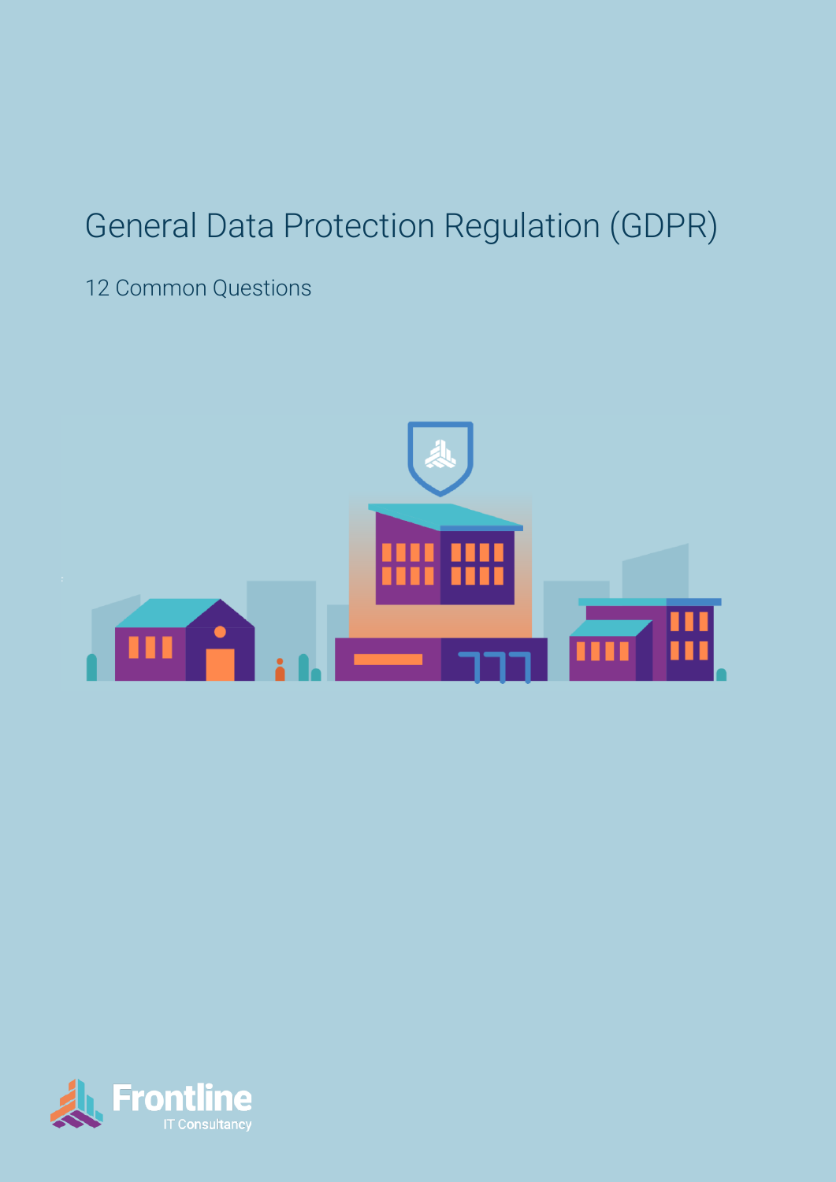# General Data Protection Regulation (GDPR)

12 Common Questions

Frontline

IT Consultancy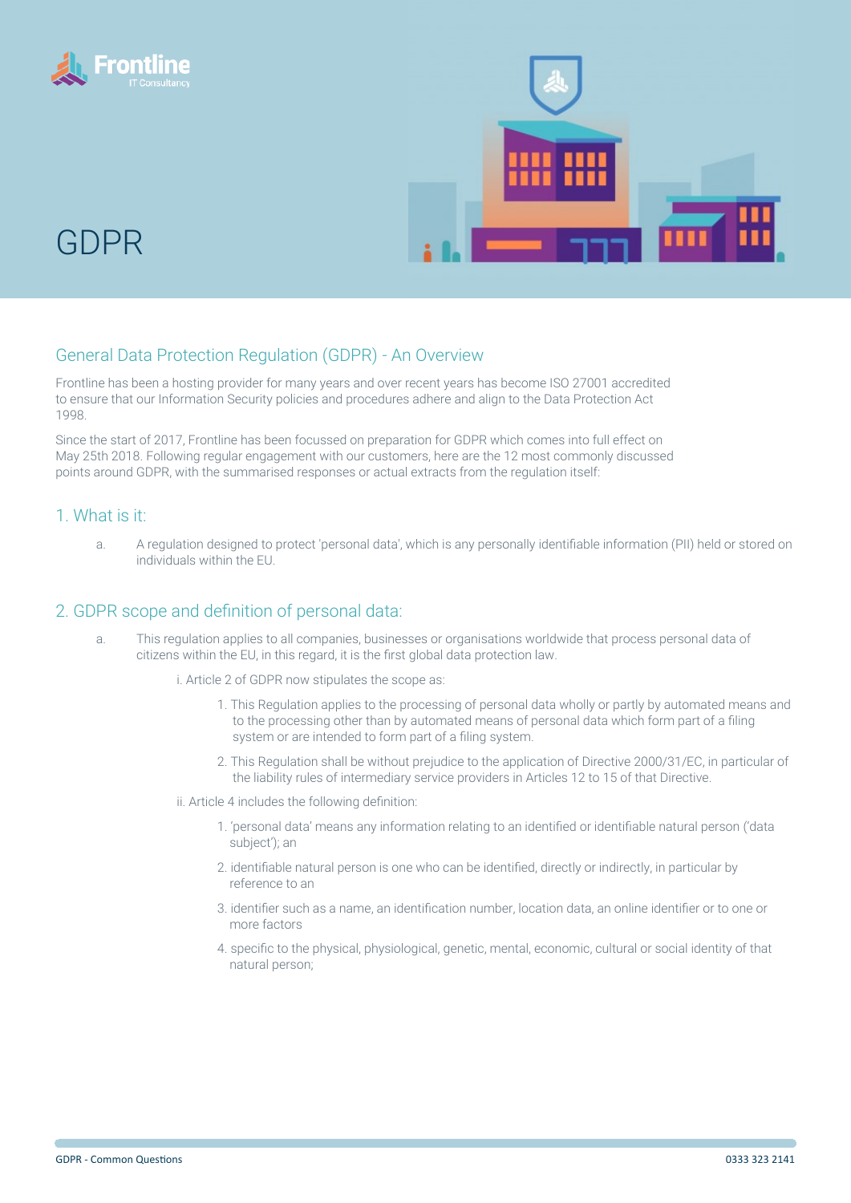# GDPR

## General Data Protection Regulation (GDPR) - An Overview

Frontline has been a hosting provider for many years and over recent years has become ISO 27001 accredited to ensure that our Information Security policies and procedures adhere and align to the Data Protection Act 1998.

Since the start of 2017, Frontline has been focussed on preparation for GDPR which comes into full effect on May 25th 2018. Following regular engagement with our customers, here are the 12 most commonly discussed points around GDPR, with the summarised responses or actual extracts from the regulation itself:

## 1. What is it:

a. A regulation designed to protect 'personal data', which is any personally identifiable information (PII) held or stored on individuals within the EU.

## 2. GDPR scope and definition of personal data:

a. This regulation applies to all companies, businesses or organisations worldwide that process personal data of citizens within the EU, in this regard, it is the first global data protection law.

   i. Article 2 of GDPR now stipulates the scope as:

      1. This Regulation applies to the processing of personal data wholly or partly by automated means and to the processing other than by automated means of personal data which form part of a filing system or are intended to form part of a filing system.

      2. This Regulation shall be without prejudice to the application of Directive 2000/31/EC, in particular of the liability rules of intermediary service providers in Articles 12 to 15 of that Directive.

   ii. Article 4 includes the following definition:

      1. 'personal data' means any information relating to an identified or identifiable natural person ('data subject'); an

      2. identifiable natural person is one who can be identified, directly or indirectly, in particular by reference to an

      3. identifier such as a name, an identification number, location data, an online identifier or to one or more factors

      4. specific to the physical, physiological, genetic, mental, economic, cultural or social identity of that natural person;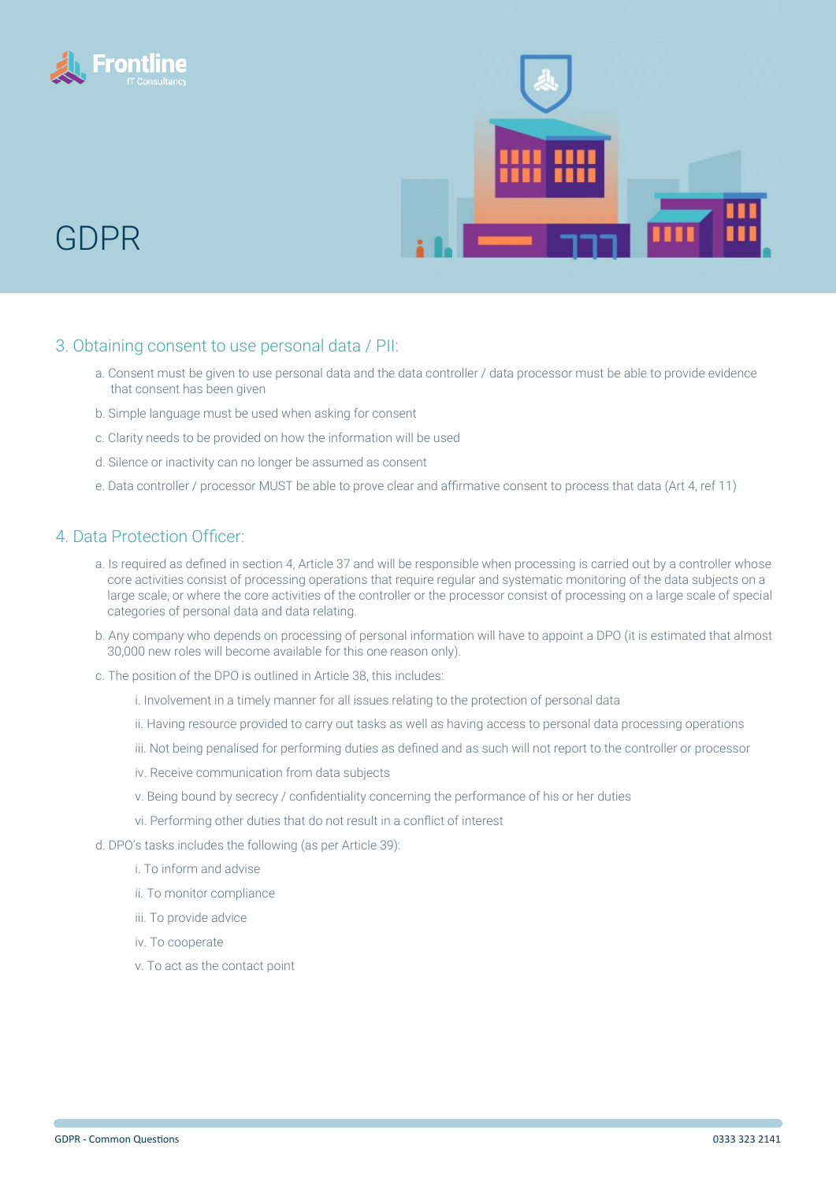# GDPR

## 3. Obtaining consent to use personal data / PII:

a. Consent must be given to use personal data and the data controller / data processor must be able to provide evidence that consent has been given

b. Simple language must be used when asking for consent

c. Clarity needs to be provided on how the information will be used

d. Silence or inactivity can no longer be assumed as consent

e. Data controller / processor MUST be able to prove clear and affirmative consent to process that data (Art 4, ref 11)

## 4. Data Protection Officer:

a. Is required as defined in section 4, Article 37 and will be responsible when processing is carried out by a controller whose core activities consist of processing operations that require regular and systematic monitoring of the data subjects on a large scale, or where the core activities of the controller or the processor consist of processing on a large scale of special categories of personal data and data relating.

b. Any company who depends on processing of personal information will have to appoint a DPO (it is estimated that almost 30,000 new roles will become available for this one reason only).

c. The position of the DPO is outlined in Article 38, this includes:

  i. Involvement in a timely manner for all issues relating to the protection of personal data

  ii. Having resource provided to carry out tasks as well as having access to personal data processing operations

  iii. Not being penalised for performing duties as defined and as such will not report to the controller or processor

  iv. Receive communication from data subjects

  v. Being bound by secrecy / confidentiality concerning the performance of his or her duties

  vi. Performing other duties that do not result in a conflict of interest

d. DPO's tasks includes the following (as per Article 39):

  i. To inform and advise

  ii. To monitor compliance

  iii. To provide advice

  iv. To cooperate

  v. To act as the contact point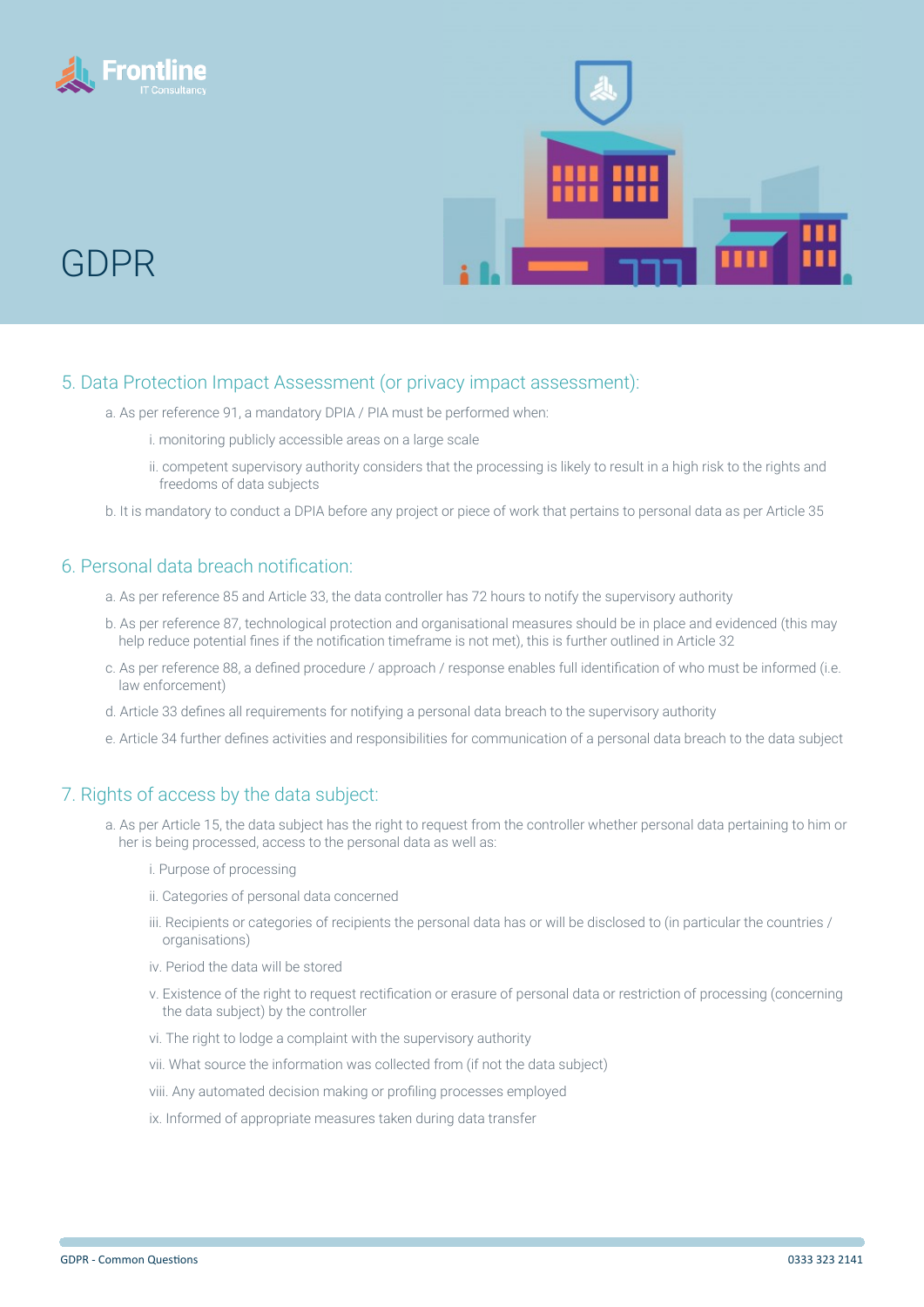# GDPR

## 5. Data Protection Impact Assessment (or privacy impact assessment):

a. As per reference 91, a mandatory DPIA / PIA must be performed when:

   i. monitoring publicly accessible areas on a large scale

   ii. competent supervisory authority considers that the processing is likely to result in a high risk to the rights and freedoms of data subjects

b. It is mandatory to conduct a DPIA before any project or piece of work that pertains to personal data as per Article 35

## 6. Personal data breach notification:

a. As per reference 85 and Article 33, the data controller has 72 hours to notify the supervisory authority

b. As per reference 87, technological protection and organisational measures should be in place and evidenced (this may help reduce potential fines if the notification timeframe is not met), this is further outlined in Article 32

c. As per reference 88, a defined procedure / approach / response enables full identification of who must be informed (i.e. law enforcement)

d. Article 33 defines all requirements for notifying a personal data breach to the supervisory authority

e. Article 34 further defines activities and responsibilities for communication of a personal data breach to the data subject

## 7. Rights of access by the data subject:

a. As per Article 15, the data subject has the right to request from the controller whether personal data pertaining to him or her is being processed, access to the personal data as well as:

   i. Purpose of processing

   ii. Categories of personal data concerned

   iii. Recipients or categories of recipients the personal data has or will be disclosed to (in particular the countries / organisations)

   iv. Period the data will be stored

   v. Existence of the right to request rectification or erasure of personal data or restriction of processing (concerning the data subject) by the controller

   vi. The right to lodge a complaint with the supervisory authority

   vii. What source the information was collected from (if not the data subject)

   viii. Any automated decision making or profiling processes employed

   ix. Informed of appropriate measures taken during data transfer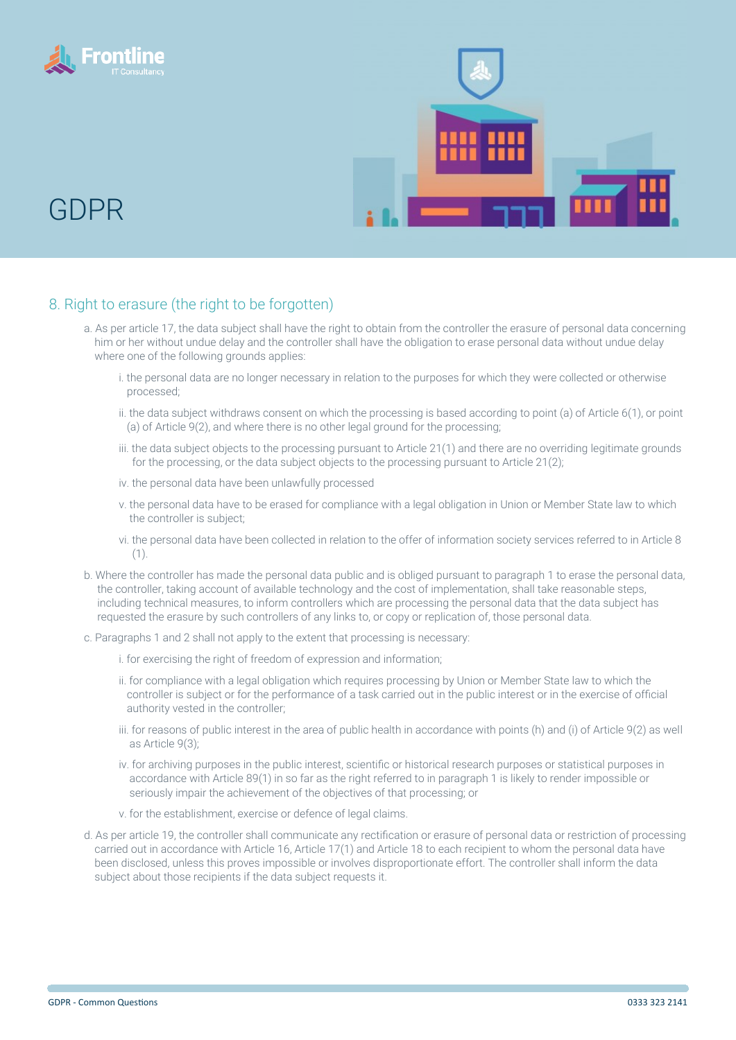# GDPR

## 8. Right to erasure (the right to be forgotten)

a. As per article 17, the data subject shall have the right to obtain from the controller the erasure of personal data concerning him or her without undue delay and the controller shall have the obligation to erase personal data without undue delay where one of the following grounds applies:

   i. the personal data are no longer necessary in relation to the purposes for which they were collected or otherwise processed;

   ii. the data subject withdraws consent on which the processing is based according to point (a) of Article 6(1), or point (a) of Article 9(2), and where there is no other legal ground for the processing;

   iii. the data subject objects to the processing pursuant to Article 21(1) and there are no overriding legitimate grounds for the processing, or the data subject objects to the processing pursuant to Article 21(2);

   iv. the personal data have been unlawfully processed

   v. the personal data have to be erased for compliance with a legal obligation in Union or Member State law to which the controller is subject;

   vi. the personal data have been collected in relation to the offer of information society services referred to in Article 8 (1).

b. Where the controller has made the personal data public and is obliged pursuant to paragraph 1 to erase the personal data, the controller, taking account of available technology and the cost of implementation, shall take reasonable steps, including technical measures, to inform controllers which are processing the personal data that the data subject has requested the erasure by such controllers of any links to, or copy or replication of, those personal data.

c. Paragraphs 1 and 2 shall not apply to the extent that processing is necessary:

   i. for exercising the right of freedom of expression and information;

   ii. for compliance with a legal obligation which requires processing by Union or Member State law to which the controller is subject or for the performance of a task carried out in the public interest or in the exercise of official authority vested in the controller;

   iii. for reasons of public interest in the area of public health in accordance with points (h) and (i) of Article 9(2) as well as Article 9(3);

   iv. for archiving purposes in the public interest, scientific or historical research purposes or statistical purposes in accordance with Article 89(1) in so far as the right referred to in paragraph 1 is likely to render impossible or seriously impair the achievement of the objectives of that processing; or

   v. for the establishment, exercise or defence of legal claims.

d. As per article 19, the controller shall communicate any rectification or erasure of personal data or restriction of processing carried out in accordance with Article 16, Article 17(1) and Article 18 to each recipient to whom the personal data have been disclosed, unless this proves impossible or involves disproportionate effort. The controller shall inform the data subject about those recipients if the data subject requests it.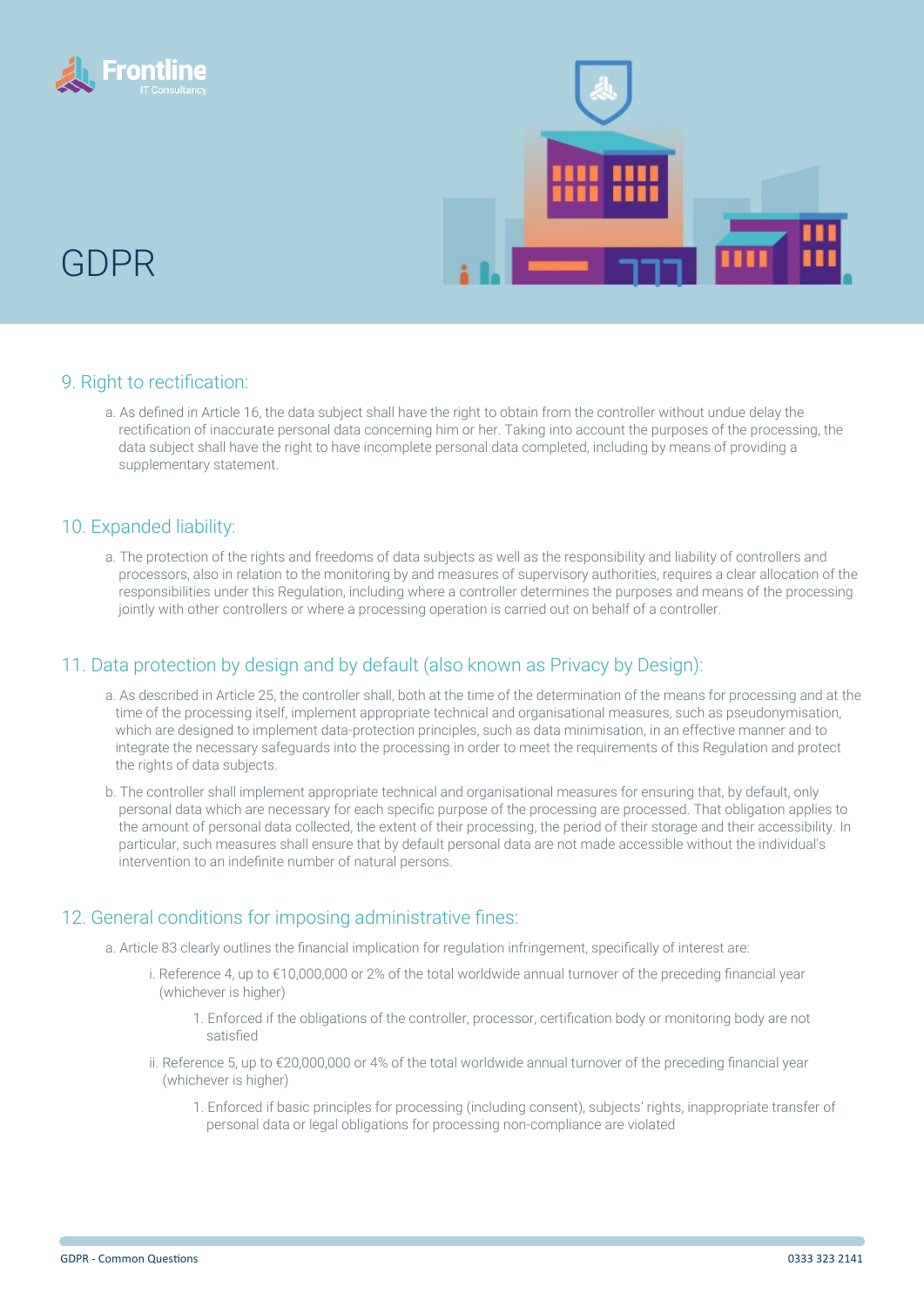# GDPR

## 9. Right to rectification:

a. As defined in Article 16, the data subject shall have the right to obtain from the controller without undue delay the rectification of inaccurate personal data concerning him or her. Taking into account the purposes of the processing, the data subject shall have the right to have incomplete personal data completed, including by means of providing a supplementary statement.

## 10. Expanded liability:

a. The protection of the rights and freedoms of data subjects as well as the responsibility and liability of controllers and processors, also in relation to the monitoring by and measures of supervisory authorities, requires a clear allocation of the responsibilities under this Regulation, including where a controller determines the purposes and means of the processing jointly with other controllers or where a processing operation is carried out on behalf of a controller.

## 11. Data protection by design and by default (also known as Privacy by Design):

a. As described in Article 25, the controller shall, both at the time of the determination of the means for processing and at the time of the processing itself, implement appropriate technical and organisational measures, such as pseudonymisation, which are designed to implement data-protection principles, such as data minimisation, in an effective manner and to integrate the necessary safeguards into the processing in order to meet the requirements of this Regulation and protect the rights of data subjects.

b. The controller shall implement appropriate technical and organisational measures for ensuring that, by default, only personal data which are necessary for each specific purpose of the processing are processed. That obligation applies to the amount of personal data collected, the extent of their processing, the period of their storage and their accessibility. In particular, such measures shall ensure that by default personal data are not made accessible without the individual's intervention to an indefinite number of natural persons.

## 12. General conditions for imposing administrative fines:

a. Article 83 clearly outlines the financial implication for regulation infringement, specifically of interest are:

   i. Reference 4, up to €10,000,000 or 2% of the total worldwide annual turnover of the preceding financial year (whichever is higher)

      1. Enforced if the obligations of the controller, processor, certification body or monitoring body are not satisfied

   ii. Reference 5, up to €20,000,000 or 4% of the total worldwide annual turnover of the preceding financial year (whichever is higher)

      1. Enforced if basic principles for processing (including consent), subjects' rights, inappropriate transfer of personal data or legal obligations for processing non-compliance are violated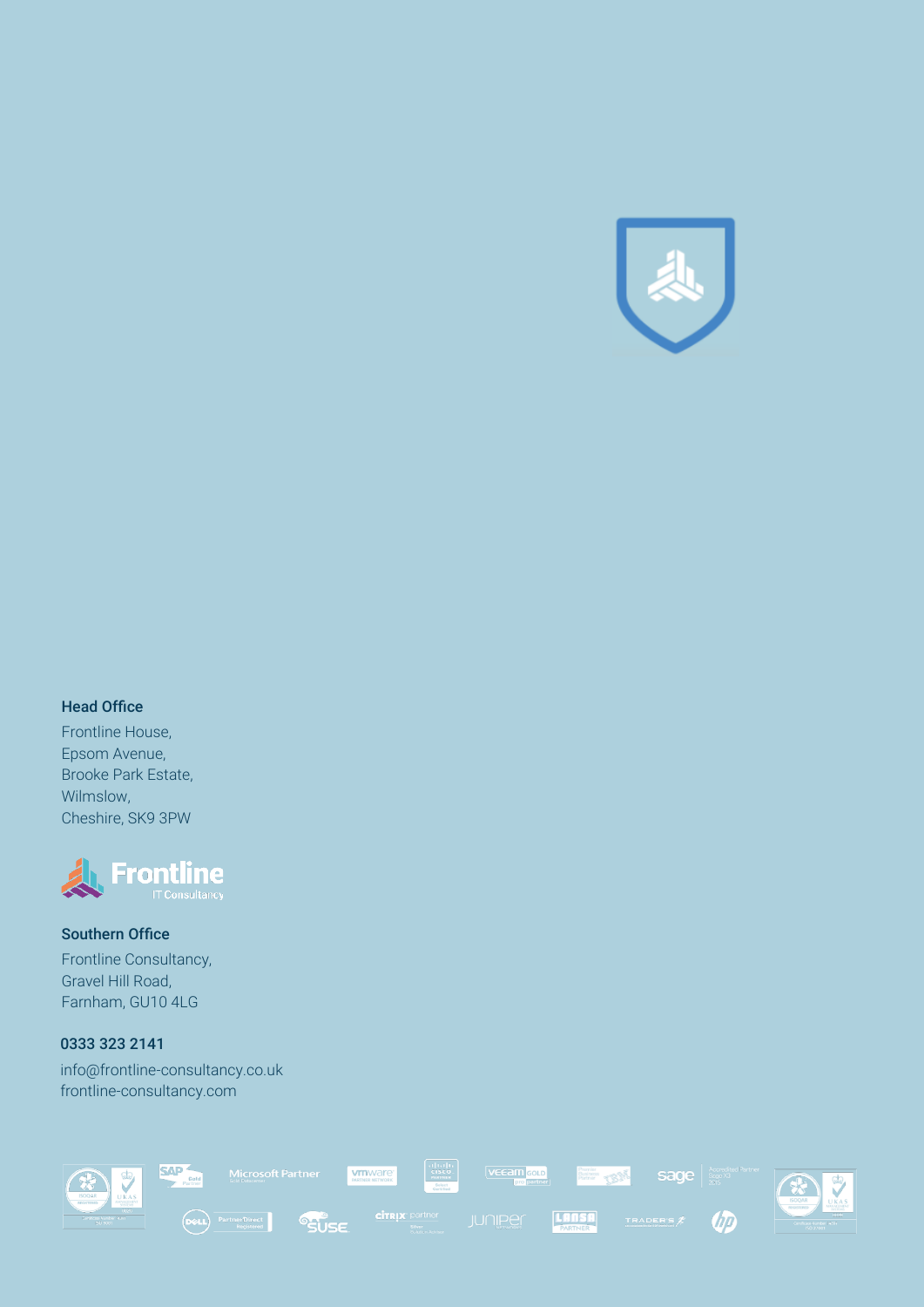**Head Office**

Frontline House,
Epsom Avenue,
Brooke Park Estate,
Wilmslow,
Cheshire, SK9 3PW

Frontline
IT Consultancy

**Southern Office**

Frontline Consultancy,
Gravel Hill Road,
Farnham, GU10 4LG

0333 323 2141

info@frontline-consultancy.co.uk
frontline-consultancy.com